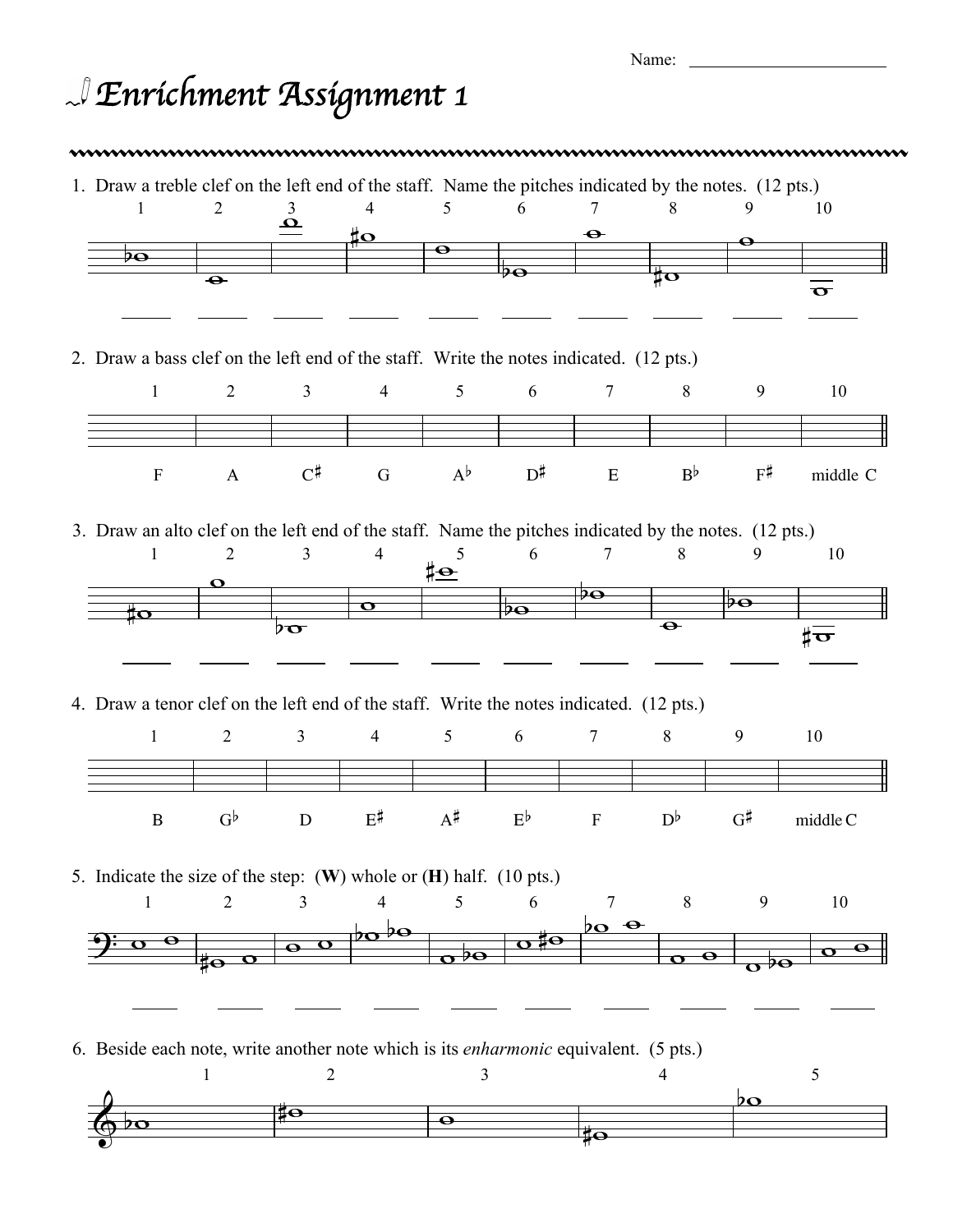Name: _______________________

# Enrichment Assignment 1

1. Draw a treble clef on the left end of the staff. Name the pitches indicated by the notes. (12 pts.)

1 ______ 2 ______ 3 ______ 4 ______ 5 ______ 6 ______ 7 ______ 8 ______ 9 ______ 10 ______

2. Draw a bass clef on the left end of the staff. Write the notes indicated. (12 pts.)

| 1 | 2 | 3 | 4 | 5 | 6 | 7 | 8 | 9 | 10 |
|---|---|---|---|---|---|---|---|---|---|
| F | A | C♯ | G | A♭ | D♯ | E | B♭ | F♯ | middle C |

3. Draw an alto clef on the left end of the staff. Name the pitches indicated by the notes. (12 pts.)

1 ______ 2 ______ 3 ______ 4 ______ 5 ______ 6 ______ 7 ______ 8 ______ 9 ______ 10 ______

4. Draw a tenor clef on the left end of the staff. Write the notes indicated. (12 pts.)

| 1 | 2 | 3 | 4 | 5 | 6 | 7 | 8 | 9 | 10 |
|---|---|---|---|---|---|---|---|---|---|
| B | G♭ | D | E♯ | A♯ | E♭ | F | D♭ | G♯ | middle C |

5. Indicate the size of the step: (**W**) whole or (**H**) half. (10 pts.)

1 _____ 2 _____ 3 _____ 4 _____ 5 _____ 6 _____ 7 _____ 8 _____ 9 _____ 10 _____

6. Beside each note, write another note which is its *enharmonic* equivalent. (5 pts.)

1 2 3 4 5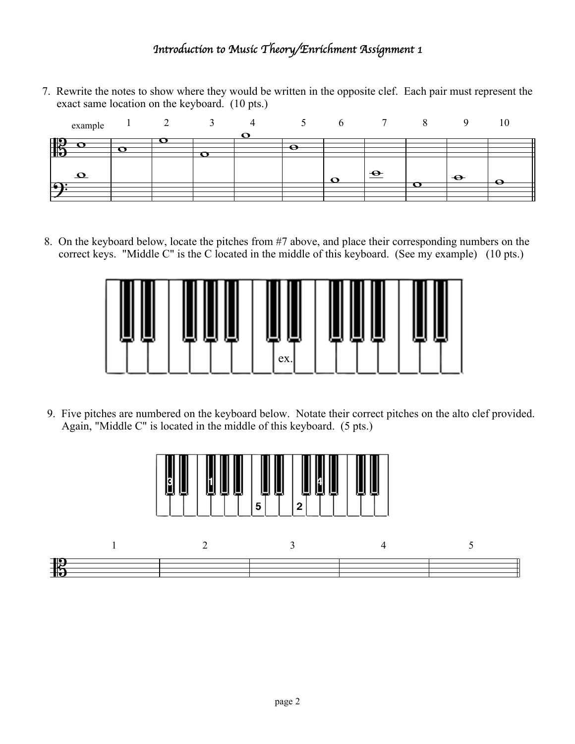*Introduction to Music Theory/Enrichment Assignment 1*

7. Rewrite the notes to show where they would be written in the opposite clef. Each pair must represent the exact same location on the keyboard. (10 pts.)

example 1 2 3 4 5 6 7 8 9 10

8. On the keyboard below, locate the pitches from #7 above, and place their corresponding numbers on the correct keys. "Middle C" is the C located in the middle of this keyboard. (See my example) (10 pts.)

ex.

9. Five pitches are numbered on the keyboard below. Notate their correct pitches on the alto clef provided. Again, "Middle C" is located in the middle of this keyboard. (5 pts.)

3 1 4 5 2

1 2 3 4 5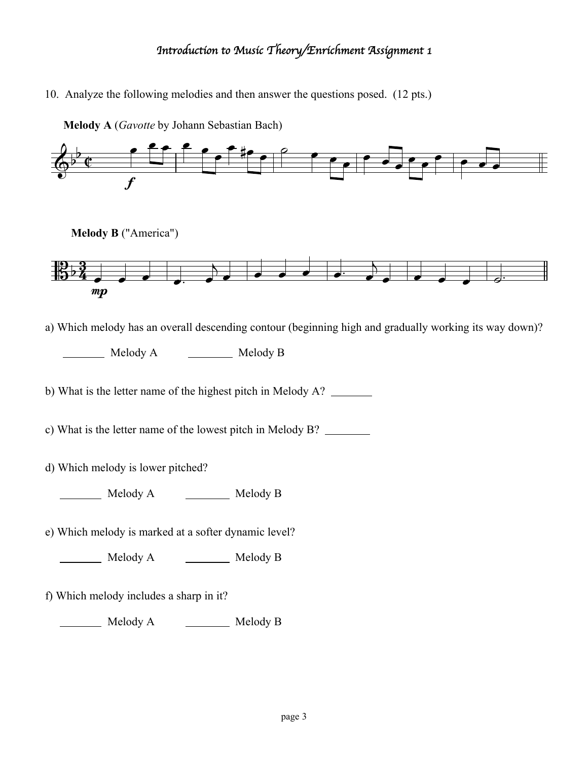10. Analyze the following melodies and then answer the questions posed. (12 pts.)

**Melody A** (*Gavotte* by Johann Sebastian Bach)

**Melody B** ("America")

a) Which melody has an overall descending contour (beginning high and gradually working its way down)?

_______ Melody A  _______ Melody B

b) What is the letter name of the highest pitch in Melody A? _______

c) What is the letter name of the lowest pitch in Melody B? _______

d) Which melody is lower pitched?

_______ Melody A  _______ Melody B

e) Which melody is marked at a softer dynamic level?

_______ Melody A  _______ Melody B

f) Which melody includes a sharp in it?

_______ Melody A  _______ Melody B